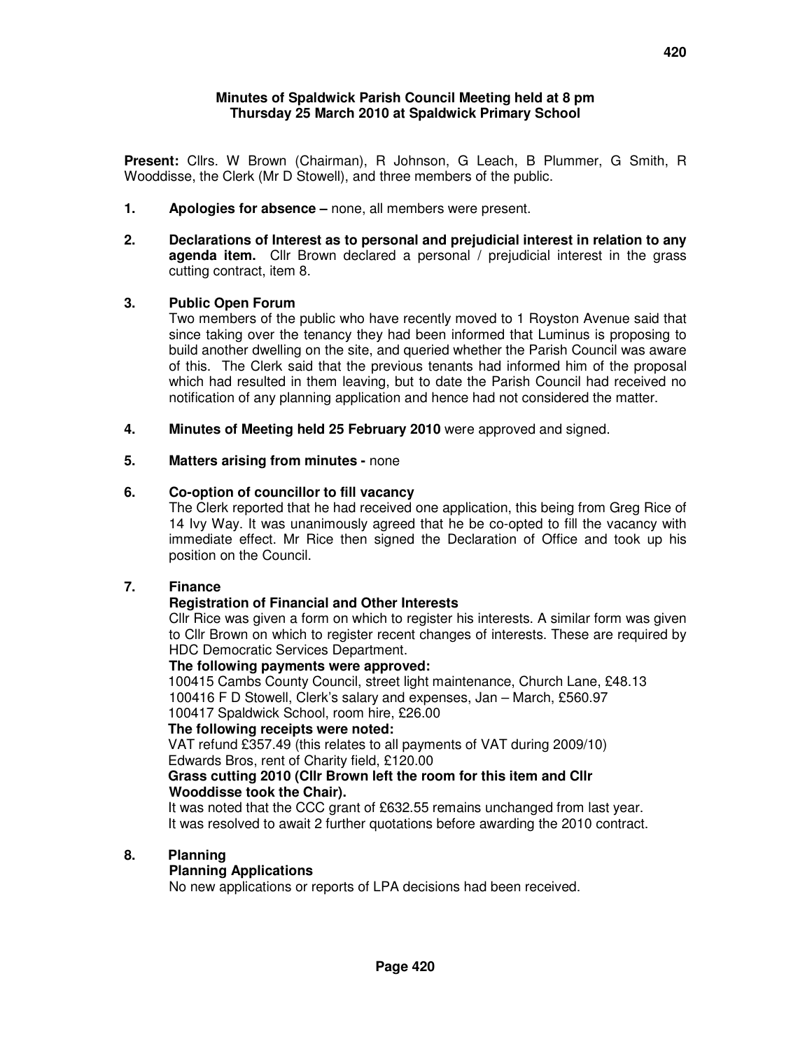**Minutes of Spaldwick Parish Council Meeting held at 8 pm Thursday 25 March 2010 at Spaldwick Primary School**

**Present:** Cllrs. W Brown (Chairman), R Johnson, G Leach, B Plummer, G Smith, R Wooddisse, the Clerk (Mr D Stowell), and three members of the public.

1. **Apologies for absence –** none, all members were present.

2. **Declarations of Interest as to personal and prejudicial interest in relation to any agenda item.** Cllr Brown declared a personal / prejudicial interest in the grass cutting contract, item 8.

3. **Public Open Forum**
   Two members of the public who have recently moved to 1 Royston Avenue said that since taking over the tenancy they had been informed that Luminus is proposing to build another dwelling on the site, and queried whether the Parish Council was aware of this. The Clerk said that the previous tenants had informed him of the proposal which had resulted in them leaving, but to date the Parish Council had received no notification of any planning application and hence had not considered the matter.

4. **Minutes of Meeting held 25 February 2010** were approved and signed.

5. **Matters arising from minutes -** none

6. **Co-option of councillor to fill vacancy**
   The Clerk reported that he had received one application, this being from Greg Rice of 14 Ivy Way. It was unanimously agreed that he be co-opted to fill the vacancy with immediate effect. Mr Rice then signed the Declaration of Office and took up his position on the Council.

7. **Finance**
   **Registration of Financial and Other Interests**
   Cllr Rice was given a form on which to register his interests. A similar form was given to Cllr Brown on which to register recent changes of interests. These are required by HDC Democratic Services Department.
   **The following payments were approved:**
   100415 Cambs County Council, street light maintenance, Church Lane, £48.13
   100416 F D Stowell, Clerk's salary and expenses, Jan – March, £560.97
   100417 Spaldwick School, room hire, £26.00
   **The following receipts were noted:**
   VAT refund £357.49 (this relates to all payments of VAT during 2009/10)
   Edwards Bros, rent of Charity field, £120.00
   **Grass cutting 2010 (Cllr Brown left the room for this item and Cllr Wooddisse took the Chair).**
   It was noted that the CCC grant of £632.55 remains unchanged from last year.
   It was resolved to await 2 further quotations before awarding the 2010 contract.

8. **Planning**
   **Planning Applications**
   No new applications or reports of LPA decisions had been received.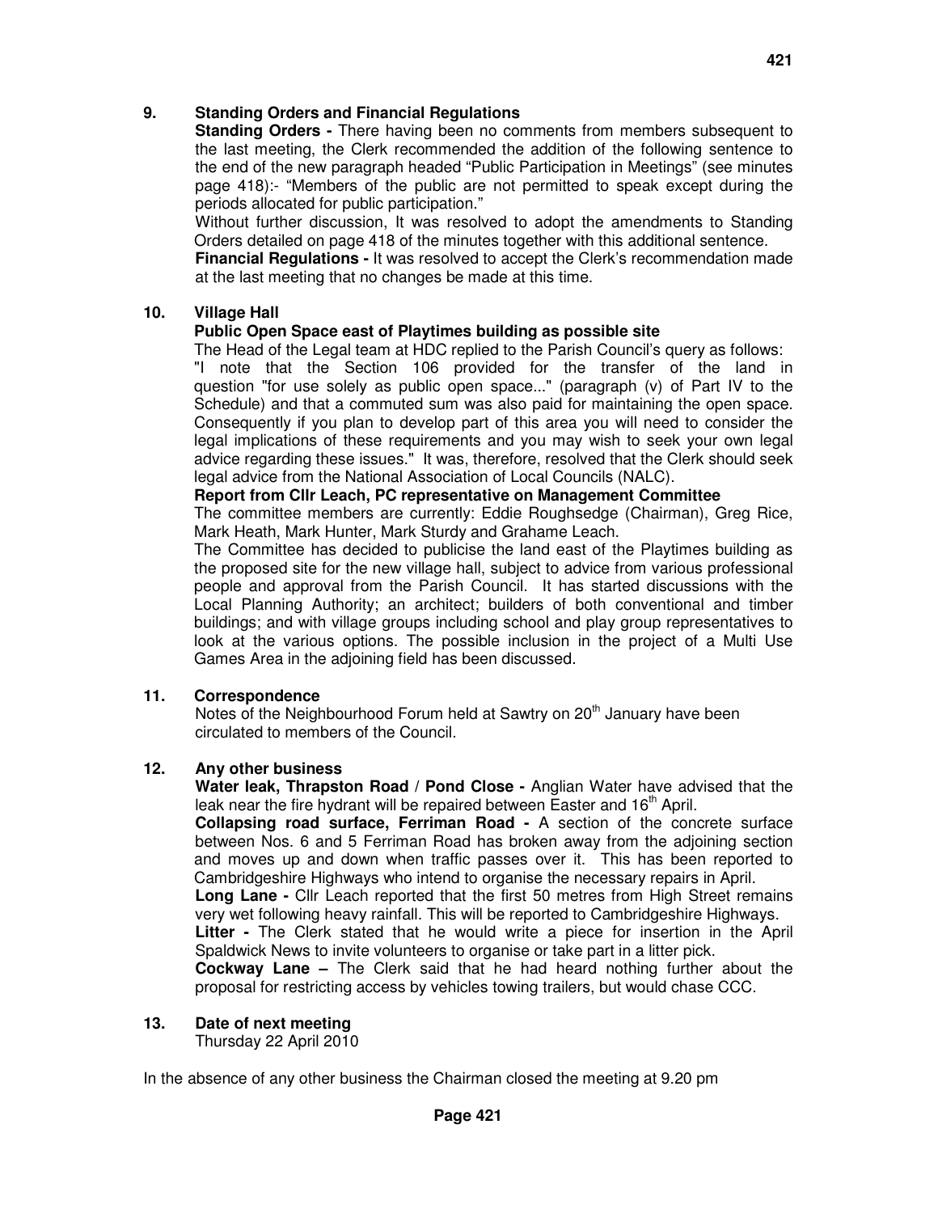## 9. Standing Orders and Financial Regulations

**Standing Orders -** There having been no comments from members subsequent to the last meeting, the Clerk recommended the addition of the following sentence to the end of the new paragraph headed "Public Participation in Meetings" (see minutes page 418):- "Members of the public are not permitted to speak except during the periods allocated for public participation."

Without further discussion, It was resolved to adopt the amendments to Standing Orders detailed on page 418 of the minutes together with this additional sentence.

**Financial Regulations -** It was resolved to accept the Clerk's recommendation made at the last meeting that no changes be made at this time.

## 10. Village Hall

**Public Open Space east of Playtimes building as possible site**

The Head of the Legal team at HDC replied to the Parish Council's query as follows: "I note that the Section 106 provided for the transfer of the land in question "for use solely as public open space..." (paragraph (v) of Part IV to the Schedule) and that a commuted sum was also paid for maintaining the open space. Consequently if you plan to develop part of this area you will need to consider the legal implications of these requirements and you may wish to seek your own legal advice regarding these issues." It was, therefore, resolved that the Clerk should seek legal advice from the National Association of Local Councils (NALC).

**Report from Cllr Leach, PC representative on Management Committee**

The committee members are currently: Eddie Roughsedge (Chairman), Greg Rice, Mark Heath, Mark Hunter, Mark Sturdy and Grahame Leach.

The Committee has decided to publicise the land east of the Playtimes building as the proposed site for the new village hall, subject to advice from various professional people and approval from the Parish Council. It has started discussions with the Local Planning Authority; an architect; builders of both conventional and timber buildings; and with village groups including school and play group representatives to look at the various options. The possible inclusion in the project of a Multi Use Games Area in the adjoining field has been discussed.

## 11. Correspondence

Notes of the Neighbourhood Forum held at Sawtry on 20th January have been circulated to members of the Council.

## 12. Any other business

**Water leak, Thrapston Road / Pond Close -** Anglian Water have advised that the leak near the fire hydrant will be repaired between Easter and 16th April.

**Collapsing road surface, Ferriman Road -** A section of the concrete surface between Nos. 6 and 5 Ferriman Road has broken away from the adjoining section and moves up and down when traffic passes over it. This has been reported to Cambridgeshire Highways who intend to organise the necessary repairs in April.

**Long Lane -** Cllr Leach reported that the first 50 metres from High Street remains very wet following heavy rainfall. This will be reported to Cambridgeshire Highways.

**Litter -** The Clerk stated that he would write a piece for insertion in the April Spaldwick News to invite volunteers to organise or take part in a litter pick.

**Cockway Lane –** The Clerk said that he had heard nothing further about the proposal for restricting access by vehicles towing trailers, but would chase CCC.

## 13. Date of next meeting

Thursday 22 April 2010

In the absence of any other business the Chairman closed the meeting at 9.20 pm